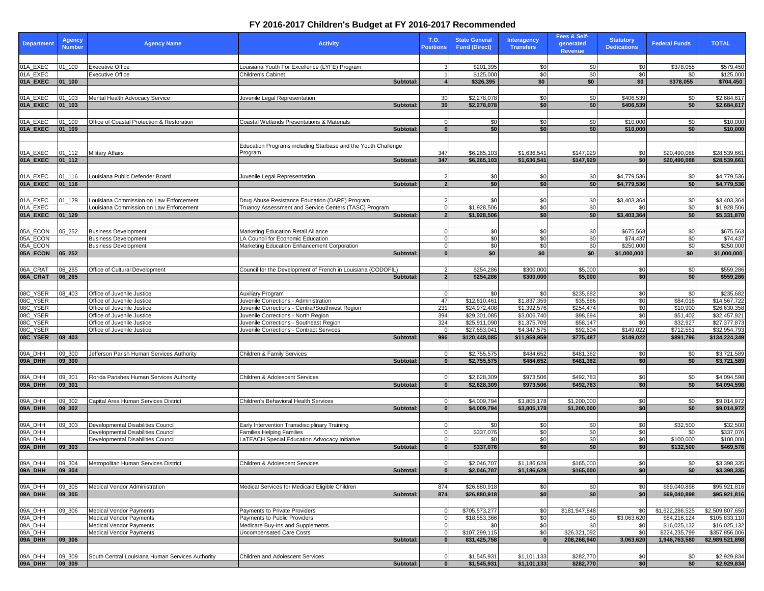# FY 2016-2017 Children's Budget at FY 2016-2017 Recommended

| Department | Agency Number | Agency Name | Activity | T.O. Positions | State General Fund (Direct) | Interagency Transfers | Fees & Self-generated Revenue | Statutory Dedications | Federal Funds | TOTAL |
|---|---|---|---|---|---|---|---|---|---|---|
| 01A_EXEC | 01_100 | Executive Office | Louisiana Youth For Excellence (LYFE) Program | 3 | $201,395 | $0 | $0 | $0 | $378,055 | $579,450 |
| 01A_EXEC | | Executive Office | Children's Cabinet | 1 | $125,000 | $0 | $0 | $0 | $0 | $125,000 |
| **01A_EXEC** | **01_100** | | **Subtotal:** | **4** | **$326,395** | **$0** | **$0** | **$0** | **$378,055** | **$704,450** |
| 01A_EXEC | 01_103 | Mental Health Advocacy Service | Juvenile Legal Representation | 30 | $2,278,078 | $0 | $0 | $406,539 | $0 | $2,684,617 |
| **01A_EXEC** | **01_103** | | **Subtotal:** | **30** | **$2,278,078** | **$0** | **$0** | **$406,539** | **$0** | **$2,684,617** |
| 01A_EXEC | 01_109 | Office of Coastal Protection & Restoration | Coastal Wetlands Presentations & Materials | 0 | $0 | $0 | $0 | $10,000 | $0 | $10,000 |
| **01A_EXEC** | **01_109** | | **Subtotal:** | **0** | **$0** | **$0** | **$0** | **$10,000** | **$0** | **$10,000** |
| 01A_EXEC | 01_112 | Military Affairs | Education Programs including Starbase and the Youth Challenge Program | 347 | $6,265,103 | $1,636,541 | $147,929 | $0 | $20,490,088 | $28,539,661 |
| **01A_EXEC** | **01_112** | | **Subtotal:** | **347** | **$6,265,103** | **$1,636,541** | **$147,929** | **$0** | **$20,490,088** | **$28,539,661** |
| 01A_EXEC | 01_116 | Louisiana Public Defender Board | Juvenile Legal Representation | 2 | $0 | $0 | $0 | $4,779,536 | $0 | $4,779,536 |
| **01A_EXEC** | **01_116** | | **Subtotal:** | **2** | **$0** | **$0** | **$0** | **$4,779,536** | **$0** | **$4,779,536** |
| 01A_EXEC | 01_129 | Louisiana Commission on Law Enforcement | Drug Abuse Resistance Education (DARE) Program | 2 | $0 | $0 | $0 | $3,403,364 | $0 | $3,403,364 |
| 01A_EXEC | | Louisiana Commission on Law Enforcement | Truancy Assessment and Service Centers (TASC) Program | 0 | $1,928,506 | $0 | $0 | $0 | $0 | $1,928,506 |
| **01A_EXEC** | **01_129** | | **Subtotal:** | **2** | **$1,928,506** | **$0** | **$0** | **$3,403,364** | **$0** | **$5,331,870** |
| 05A_ECON | 05_252 | Business Development | Marketing Education Retail Alliance | 0 | $0 | $0 | $0 | $675,563 | $0 | $675,563 |
| 05A_ECON | | Business Development | LA Council for Economic Education | 0 | $0 | $0 | $0 | $74,437 | $0 | $74,437 |
| 05A_ECON | | Business Development | Marketing Education Enhancement Corporation | 0 | $0 | $0 | $0 | $250,000 | $0 | $250,000 |
| **05A_ECON** | **05_252** | | **Subtotal:** | **0** | **$0** | **$0** | **$0** | **$1,000,000** | **$0** | **$1,000,000** |
| 06A_CRAT | 06_265 | Office of Cultural Development | Council for the Development of French in Louisiana (CODOFIL) | 2 | $254,286 | $300,000 | $5,000 | $0 | $0 | $559,286 |
| **06A_CRAT** | **06_265** | | **Subtotal:** | **2** | **$254,286** | **$300,000** | **$5,000** | **$0** | **$0** | **$559,286** |
| 08C_YSER | 08_403 | Office of Juvenile Justice | Auxiliary Program | 0 | $0 | $0 | $235,682 | $0 | $0 | $235,682 |
| 08C_YSER | | Office of Juvenile Justice | Juvenile Corrections - Administration | 47 | $12,610,461 | $1,837,359 | $35,886 | $0 | $84,016 | $14,567,722 |
| 08C_YSER | | Office of Juvenile Justice | Juvenile Corrections - Central/Southwest Region | 231 | $24,972,408 | $1,392,576 | $254,474 | $0 | $10,900 | $26,630,358 |
| 08C_YSER | | Office of Juvenile Justice | Juvenile Corrections - North Region | 394 | $29,301,085 | $3,006,740 | $98,694 | $0 | $51,402 | $32,457,921 |
| 08C_YSER | | Office of Juvenile Justice | Juvenile Corrections - Southeast Region | 324 | $25,911,090 | $1,375,709 | $58,147 | $0 | $32,927 | $27,377,873 |
| 08C_YSER | | Office of Juvenile Justice | Juvenile Corrections - Contract Services | 0 | $27,653,041 | $4,347,575 | $92,604 | $149,022 | $712,551 | $32,954,793 |
| **08C_YSER** | **08_403** | | **Subtotal:** | **996** | **$120,448,085** | **$11,959,959** | **$775,487** | **$149,022** | **$891,796** | **$134,224,349** |
| 09A_DHH | 09_300 | Jefferson Parish Human Services Authority | Children & Family Services | 0 | $2,755,575 | $484,652 | $481,362 | $0 | $0 | $3,721,589 |
| **09A_DHH** | **09_300** | | **Subtotal:** | **0** | **$2,755,575** | **$484,652** | **$481,362** | **$0** | **$0** | **$3,721,589** |
| 09A_DHH | 09_301 | Florida Parishes Human Services Authority | Children & Adolescent Services | 0 | $2,628,309 | $973,506 | $492,783 | $0 | $0 | $4,094,598 |
| **09A_DHH** | **09_301** | | **Subtotal:** | **0** | **$2,628,309** | **$973,506** | **$492,783** | **$0** | **$0** | **$4,094,598** |
| 09A_DHH | 09_302 | Capital Area Human Services District | Children's Behavioral Health Services | 0 | $4,009,794 | $3,805,178 | $1,200,000 | $0 | $0 | $9,014,972 |
| **09A_DHH** | **09_302** | | **Subtotal:** | **0** | **$4,009,794** | **$3,805,178** | **$1,200,000** | **$0** | **$0** | **$9,014,972** |
| 09A_DHH | 09_303 | Developmental Disabilities Council | Early Intervention Transdisciplinary Training | 0 | $0 | $0 | $0 | $0 | $32,500 | $32,500 |
| 09A_DHH | | Developmental Disabilities Council | Families Helping Families | 0 | $337,076 | $0 | $0 | $0 | $0 | $337,076 |
| 09A_DHH | | Developmental Disabilities Council | LaTEACH Special Education Advocacy Initiative | 0 | $0 | $0 | $0 | $0 | $100,000 | $100,000 |
| **09A_DHH** | **09_303** | | **Subtotal:** | **0** | **$337,076** | **$0** | **$0** | **$0** | **$132,500** | **$469,576** |
| 09A_DHH | 09_304 | Metropolitan Human Services District | Children & Adolescent Services | 0 | $2,046,707 | $1,186,628 | $165,000 | $0 | $0 | $3,398,335 |
| **09A_DHH** | **09_304** | | **Subtotal:** | **0** | **$2,046,707** | **$1,186,628** | **$165,000** | **$0** | **$0** | **$3,398,335** |
| 09A_DHH | 09_305 | Medical Vendor Administration | Medical Services for Medicaid Eligible Children | 874 | $26,880,918 | $0 | $0 | $0 | $69,040,898 | $95,921,816 |
| **09A_DHH** | **09_305** | | **Subtotal:** | **874** | **$26,880,918** | **$0** | **$0** | **$0** | **$69,040,898** | **$95,921,816** |
| 09A_DHH | 09_306 | Medical Vendor Payments | Payments to Private Providers | 0 | $705,573,277 | $0 | $181,947,848 | $0 | $1,622,286,525 | $2,509,807,650 |
| 09A_DHH | | Medical Vendor Payments | Payments to Public Providers | 0 | $18,553,366 | $0 | $0 | $3,063,620 | $84,216,124 | $105,833,110 |
| 09A_DHH | | Medical Vendor Payments | Medicare Buy-Ins and Supplements | 0 | $0 | $0 | $0 | $0 | $16,025,132 | $16,025,132 |
| 09A_DHH | | Medical Vendor Payments | Uncompensated Care Costs | 0 | $107,299,115 | $0 | $26,321,092 | $0 | $224,235,799 | $357,856,006 |
| **09A_DHH** | **09_306** | | **Subtotal:** | **0** | **831,425,758** | **0** | **208,268,940** | **3,063,620** | **1,946,763,580** | **$2,989,521,898** |
| 09A_DHH | 09_309 | South Central Louisiana Human Services Authority | Children and Adolescent Services | 0 | $1,545,931 | $1,101,133 | $282,770 | $0 | $0 | $2,929,834 |
| **09A_DHH** | **09_309** | | **Subtotal:** | **0** | **$1,545,931** | **$1,101,133** | **$282,770** | **$0** | **$0** | **$2,929,834** |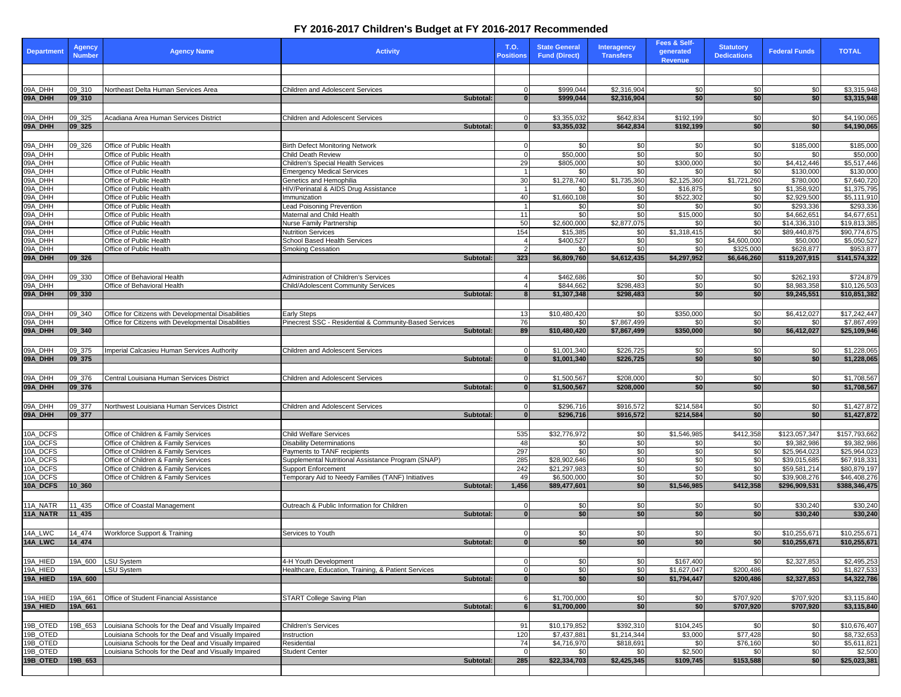# FY 2016-2017 Children's Budget at FY 2016-2017 Recommended

| Department | Agency Number | Agency Name | Activity | T.O. Positions | State General Fund (Direct) | Interagency Transfers | Fees & Self-generated Revenue | Statutory Dedications | Federal Funds | TOTAL |
|---|---|---|---|---|---|---|---|---|---|---|
| 09A_DHH | 09_310 | Northeast Delta Human Services Area | Children and Adolescent Services | 0 | $999,044 | $2,316,904 | $0 | $0 | $0 | $3,315,948 |
| **09A_DHH** | **09_310** | | **Subtotal:** | **0** | **$999,044** | **$2,316,904** | **$0** | **$0** | **$0** | **$3,315,948** |
| 09A_DHH | 09_325 | Acadiana Area Human Services District | Children and Adolescent Services | 0 | $3,355,032 | $642,834 | $192,199 | $0 | $0 | $4,190,065 |
| **09A_DHH** | **09_325** | | **Subtotal:** | **0** | **$3,355,032** | **$642,834** | **$192,199** | **$0** | **$0** | **$4,190,065** |
| 09A_DHH | 09_326 | Office of Public Health | Birth Defect Monitoring Network | 0 | $0 | $0 | $0 | $0 | $185,000 | $185,000 |
| 09A_DHH | | Office of Public Health | Child Death Review | 0 | $50,000 | $0 | $0 | $0 | $0 | $50,000 |
| 09A_DHH | | Office of Public Health | Children's Special Health Services | 29 | $805,000 | $0 | $300,000 | $0 | $4,412,446 | $5,517,446 |
| 09A_DHH | | Office of Public Health | Emergency Medical Services | 1 | $0 | $0 | $0 | $0 | $130,000 | $130,000 |
| 09A_DHH | | Office of Public Health | Genetics and Hemophilia | 30 | $1,278,740 | $1,735,360 | $2,125,360 | $1,721,260 | $780,000 | $7,640,720 |
| 09A_DHH | | Office of Public Health | HIV/Perinatal & AIDS Drug Assistance | 1 | $0 | $0 | $16,875 | $0 | $1,358,920 | $1,375,795 |
| 09A_DHH | | Office of Public Health | Immunization | 40 | $1,660,108 | $0 | $522,302 | $0 | $2,929,500 | $5,111,910 |
| 09A_DHH | | Office of Public Health | Lead Poisoning Prevention | 1 | $0 | $0 | $0 | $0 | $293,336 | $293,336 |
| 09A_DHH | | Office of Public Health | Maternal and Child Health | 11 | $0 | $0 | $15,000 | $0 | $4,662,651 | $4,677,651 |
| 09A_DHH | | Office of Public Health | Nurse Family Partnership | 50 | $2,600,000 | $2,877,075 | $0 | $0 | $14,336,310 | $19,813,385 |
| 09A_DHH | | Office of Public Health | Nutrition Services | 154 | $15,385 | $0 | $1,318,415 | $0 | $89,440,875 | $90,774,675 |
| 09A_DHH | | Office of Public Health | School Based Health Services | 4 | $400,527 | $0 | $0 | $4,600,000 | $50,000 | $5,050,527 |
| 09A_DHH | | Office of Public Health | Smoking Cessation | 2 | $0 | $0 | $0 | $325,000 | $628,877 | $953,877 |
| **09A_DHH** | **09_326** | | **Subtotal:** | **323** | **$6,809,760** | **$4,612,435** | **$4,297,952** | **$6,646,260** | **$119,207,915** | **$141,574,322** |
| 09A_DHH | 09_330 | Office of Behavioral Health | Administration of Children's Services | 4 | $462,686 | $0 | $0 | $0 | $262,193 | $724,879 |
| 09A_DHH | | Office of Behavioral Health | Child/Adolescent Community Services | 4 | $844,662 | $298,483 | $0 | $0 | $8,983,358 | $10,126,503 |
| **09A_DHH** | **09_330** | | **Subtotal:** | **8** | **$1,307,348** | **$298,483** | **$0** | **$0** | **$9,245,551** | **$10,851,382** |
| 09A_DHH | 09_340 | Office for Citizens with Developmental Disabilities | Early Steps | 13 | $10,480,420 | $0 | $350,000 | $0 | $6,412,027 | $17,242,447 |
| 09A_DHH | | Office for Citizens with Developmental Disabilities | Pinecrest SSC - Residential & Community-Based Services | 76 | $0 | $7,867,499 | $0 | $0 | $0 | $7,867,499 |
| **09A_DHH** | **09_340** | | **Subtotal:** | **89** | **$10,480,420** | **$7,867,499** | **$350,000** | **$0** | **$6,412,027** | **$25,109,946** |
| 09A_DHH | 09_375 | Imperial Calcasieu Human Services Authority | Children and Adolescent Services | 0 | $1,001,340 | $226,725 | $0 | $0 | $0 | $1,228,065 |
| **09A_DHH** | **09_375** | | **Subtotal:** | **0** | **$1,001,340** | **$226,725** | **$0** | **$0** | **$0** | **$1,228,065** |
| 09A_DHH | 09_376 | Central Louisiana Human Services District | Children and Adolescent Services | 0 | $1,500,567 | $208,000 | $0 | $0 | $0 | $1,708,567 |
| **09A_DHH** | **09_376** | | **Subtotal:** | **0** | **$1,500,567** | **$208,000** | **$0** | **$0** | **$0** | **$1,708,567** |
| 09A_DHH | 09_377 | Northwest Louisiana Human Services District | Children and Adolescent Services | 0 | $296,716 | $916,572 | $214,584 | $0 | $0 | $1,427,872 |
| **09A_DHH** | **09_377** | | **Subtotal:** | **0** | **$296,716** | **$916,572** | **$214,584** | **$0** | **$0** | **$1,427,872** |
| 10A_DCFS | | Office of Children & Family Services | Child Welfare Services | 535 | $32,776,972 | $0 | $1,546,985 | $412,358 | $123,057,347 | $157,793,662 |
| 10A_DCFS | | Office of Children & Family Services | Disability Determinations | 48 | $0 | $0 | $0 | $0 | $9,382,986 | $9,382,986 |
| 10A_DCFS | | Office of Children & Family Services | Payments to TANF recipients | 297 | $0 | $0 | $0 | $0 | $25,964,023 | $25,964,023 |
| 10A_DCFS | | Office of Children & Family Services | Supplemental Nutritional Assistance Program (SNAP) | 285 | $28,902,646 | $0 | $0 | $0 | $39,015,685 | $67,918,331 |
| 10A_DCFS | | Office of Children & Family Services | Support Enforcement | 242 | $21,297,983 | $0 | $0 | $0 | $59,581,214 | $80,879,197 |
| 10A_DCFS | | Office of Children & Family Services | Temporary Aid to Needy Families (TANF) Initiatives | 49 | $6,500,000 | $0 | $0 | $0 | $39,908,276 | $46,408,276 |
| **10A_DCFS** | **10_360** | | **Subtotal:** | **1,456** | **$89,477,601** | **$0** | **$1,546,985** | **$412,358** | **$296,909,531** | **$388,346,475** |
| 11A_NATR | 11_435 | Office of Coastal Management | Outreach & Public Information for Children | 0 | $0 | $0 | $0 | $0 | $30,240 | $30,240 |
| **11A_NATR** | **11_435** | | **Subtotal:** | **0** | **$0** | **$0** | **$0** | **$0** | **$30,240** | **$30,240** |
| 14A_LWC | 14_474 | Workforce Support & Training | Services to Youth | 0 | $0 | $0 | $0 | $0 | $10,255,671 | $10,255,671 |
| **14A_LWC** | **14_474** | | **Subtotal:** | **0** | **$0** | **$0** | **$0** | **$0** | **$10,255,671** | **$10,255,671** |
| 19A_HIED | 19A_600 | LSU System | 4-H Youth Development | 0 | $0 | $0 | $167,400 | $0 | $2,327,853 | $2,495,253 |
| 19A_HIED | | LSU System | Healthcare, Education, Training, & Patient Services | 0 | $0 | $0 | $1,627,047 | $200,486 | $0 | $1,827,533 |
| **19A_HIED** | **19A_600** | | **Subtotal:** | **0** | **$0** | **$0** | **$1,794,447** | **$200,486** | **$2,327,853** | **$4,322,786** |
| 19A_HIED | 19A_661 | Office of Student Financial Assistance | START College Saving Plan | 6 | $1,700,000 | $0 | $0 | $707,920 | $707,920 | $3,115,840 |
| **19A_HIED** | **19A_661** | | **Subtotal:** | **6** | **$1,700,000** | **$0** | **$0** | **$707,920** | **$707,920** | **$3,115,840** |
| 19B_OTED | 19B_653 | Louisiana Schools for the Deaf and Visually Impaired | Children's Services | 91 | $10,179,852 | $392,310 | $104,245 | $0 | $0 | $10,676,407 |
| 19B_OTED | | Louisiana Schools for the Deaf and Visually Impaired | Instruction | 120 | $7,437,881 | $1,214,344 | $3,000 | $77,428 | $0 | $8,732,653 |
| 19B_OTED | | Louisiana Schools for the Deaf and Visually Impaired | Residential | 74 | $4,716,970 | $818,691 | $0 | $76,160 | $0 | $5,611,821 |
| 19B_OTED | | Louisiana Schools for the Deaf and Visually Impaired | Student Center | 0 | $0 | $0 | $2,500 | $0 | $0 | $2,500 |
| **19B_OTED** | **19B_653** | | **Subtotal:** | **285** | **$22,334,703** | **$2,425,345** | **$109,745** | **$153,588** | **$0** | **$25,023,381** |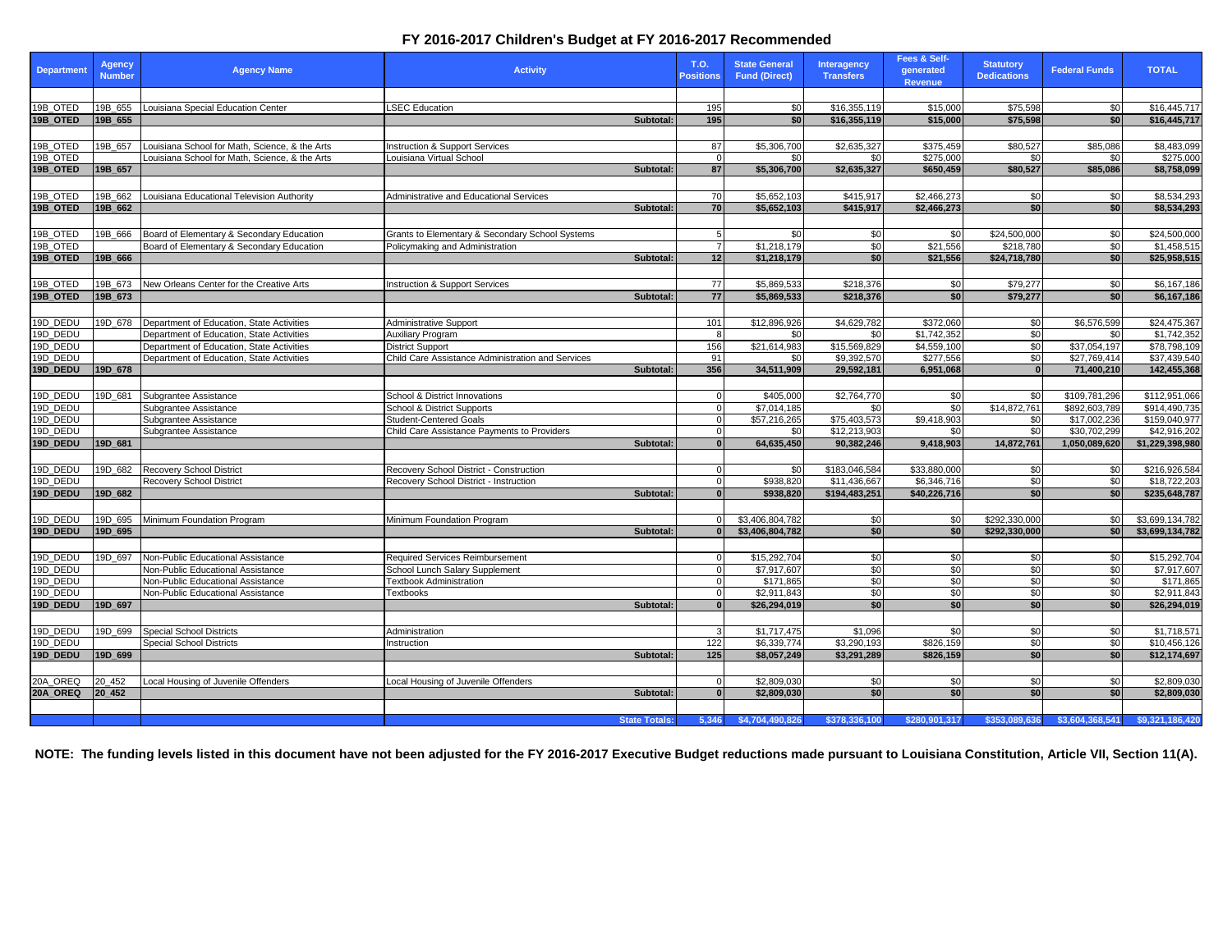## FY 2016-2017 Children's Budget at FY 2016-2017 Recommended

| Department | Agency Number | Agency Name | Activity | T.O. Positions | State General Fund (Direct) | Interagency Transfers | Fees & Self-generated Revenue | Statutory Dedications | Federal Funds | TOTAL |
|---|---|---|---|---|---|---|---|---|---|---|
| 19B_OTED | 19B_655 | Louisiana Special Education Center | LSEC Education | 195 | $0 | $16,355,119 | $15,000 | $75,598 | $0 | $16,445,717 |
| **19B_OTED** | **19B_655** | | **Subtotal:** | **195** | **$0** | **$16,355,119** | **$15,000** | **$75,598** | **$0** | **$16,445,717** |
| 19B_OTED | 19B_657 | Louisiana School for Math, Science, & the Arts | Instruction & Support Services | 87 | $5,306,700 | $2,635,327 | $375,459 | $80,527 | $85,086 | $8,483,099 |
| 19B_OTED | | Louisiana School for Math, Science, & the Arts | Louisiana Virtual School | 0 | $0 | $0 | $275,000 | $0 | $0 | $275,000 |
| **19B_OTED** | **19B_657** | | **Subtotal:** | **87** | **$5,306,700** | **$2,635,327** | **$650,459** | **$80,527** | **$85,086** | **$8,758,099** |
| 19B_OTED | 19B_662 | Louisiana Educational Television Authority | Administrative and Educational Services | 70 | $5,652,103 | $415,917 | $2,466,273 | $0 | $0 | $8,534,293 |
| **19B_OTED** | **19B_662** | | **Subtotal:** | **70** | **$5,652,103** | **$415,917** | **$2,466,273** | **$0** | **$0** | **$8,534,293** |
| 19B_OTED | 19B_666 | Board of Elementary & Secondary Education | Grants to Elementary & Secondary School Systems | 5 | $0 | $0 | $0 | $24,500,000 | $0 | $24,500,000 |
| 19B_OTED | | Board of Elementary & Secondary Education | Policymaking and Administration | 7 | $1,218,179 | $0 | $21,556 | $218,780 | $0 | $1,458,515 |
| **19B_OTED** | **19B_666** | | **Subtotal:** | **12** | **$1,218,179** | **$0** | **$21,556** | **$24,718,780** | **$0** | **$25,958,515** |
| 19B_OTED | 19B_673 | New Orleans Center for the Creative Arts | Instruction & Support Services | 77 | $5,869,533 | $218,376 | $0 | $79,277 | $0 | $6,167,186 |
| **19B_OTED** | **19B_673** | | **Subtotal:** | **77** | **$5,869,533** | **$218,376** | **$0** | **$79,277** | **$0** | **$6,167,186** |
| 19D_DEDU | 19D_678 | Department of Education, State Activities | Administrative Support | 101 | $12,896,926 | $4,629,782 | $372,060 | $0 | $6,576,599 | $24,475,367 |
| 19D_DEDU | | Department of Education, State Activities | Auxiliary Program | 8 | $0 | $0 | $1,742,352 | $0 | $0 | $1,742,352 |
| 19D_DEDU | | Department of Education, State Activities | District Support | 156 | $21,614,983 | $15,569,829 | $4,559,100 | $0 | $37,054,197 | $78,798,109 |
| 19D_DEDU | | Department of Education, State Activities | Child Care Assistance Administration and Services | 91 | $0 | $9,392,570 | $277,556 | $0 | $27,769,414 | $37,439,540 |
| **19D_DEDU** | **19D_678** | | **Subtotal:** | **356** | **34,511,909** | **29,592,181** | **6,951,068** | **0** | **71,400,210** | **142,455,368** |
| 19D_DEDU | 19D_681 | Subgrantee Assistance | School & District Innovations | 0 | $405,000 | $2,764,770 | $0 | $0 | $109,781,296 | $112,951,066 |
| 19D_DEDU | | Subgrantee Assistance | School & District Supports | 0 | $7,014,185 | $0 | $0 | $14,872,761 | $892,603,789 | $914,490,735 |
| 19D_DEDU | | Subgrantee Assistance | Student-Centered Goals | 0 | $57,216,265 | $75,403,573 | $9,418,903 | $0 | $17,002,236 | $159,040,977 |
| 19D_DEDU | | Subgrantee Assistance | Child Care Assistance Payments to Providers | 0 | $0 | $12,213,903 | $0 | $0 | $30,702,299 | $42,916,202 |
| **19D_DEDU** | **19D_681** | | **Subtotal:** | **0** | **64,635,450** | **90,382,246** | **9,418,903** | **14,872,761** | **1,050,089,620** | **$1,229,398,980** |
| 19D_DEDU | 19D_682 | Recovery School District | Recovery School District - Construction | 0 | $0 | $183,046,584 | $33,880,000 | $0 | $0 | $216,926,584 |
| 19D_DEDU | | Recovery School District | Recovery School District - Instruction | 0 | $938,820 | $11,436,667 | $6,346,716 | $0 | $0 | $18,722,203 |
| **19D_DEDU** | **19D_682** | | **Subtotal:** | **0** | **$938,820** | **$194,483,251** | **$40,226,716** | **$0** | **$0** | **$235,648,787** |
| 19D_DEDU | 19D_695 | Minimum Foundation Program | Minimum Foundation Program | 0 | $3,406,804,782 | $0 | $0 | $292,330,000 | $0 | $3,699,134,782 |
| **19D_DEDU** | **19D_695** | | **Subtotal:** | **0** | **$3,406,804,782** | **$0** | **$0** | **$292,330,000** | **$0** | **$3,699,134,782** |
| 19D_DEDU | 19D_697 | Non-Public Educational Assistance | Required Services Reimbursement | 0 | $15,292,704 | $0 | $0 | $0 | $0 | $15,292,704 |
| 19D_DEDU | | Non-Public Educational Assistance | School Lunch Salary Supplement | 0 | $7,917,607 | $0 | $0 | $0 | $0 | $7,917,607 |
| 19D_DEDU | | Non-Public Educational Assistance | Textbook Administration | 0 | $171,865 | $0 | $0 | $0 | $0 | $171,865 |
| 19D_DEDU | | Non-Public Educational Assistance | Textbooks | 0 | $2,911,843 | $0 | $0 | $0 | $0 | $2,911,843 |
| **19D_DEDU** | **19D_697** | | **Subtotal:** | **0** | **$26,294,019** | **$0** | **$0** | **$0** | **$0** | **$26,294,019** |
| 19D_DEDU | 19D_699 | Special School Districts | Administration | 3 | $1,717,475 | $1,096 | $0 | $0 | $0 | $1,718,571 |
| 19D_DEDU | | Special School Districts | Instruction | 122 | $6,339,774 | $3,290,193 | $826,159 | $0 | $0 | $10,456,126 |
| **19D_DEDU** | **19D_699** | | **Subtotal:** | **125** | **$8,057,249** | **$3,291,289** | **$826,159** | **$0** | **$0** | **$12,174,697** |
| 20A_OREQ | 20_452 | Local Housing of Juvenile Offenders | Local Housing of Juvenile Offenders | 0 | $2,809,030 | $0 | $0 | $0 | $0 | $2,809,030 |
| **20A_OREQ** | **20_452** | | **Subtotal:** | **0** | **$2,809,030** | **$0** | **$0** | **$0** | **$0** | **$2,809,030** |
| | | | **State Totals:** | **5,346** | **$4,704,490,826** | **$378,336,100** | **$280,901,317** | **$353,089,636** | **$3,604,368,541** | **$9,321,186,420** |

**NOTE: The funding levels listed in this document have not been adjusted for the FY 2016-2017 Executive Budget reductions made pursuant to Louisiana Constitution, Article VII, Section 11(A).**